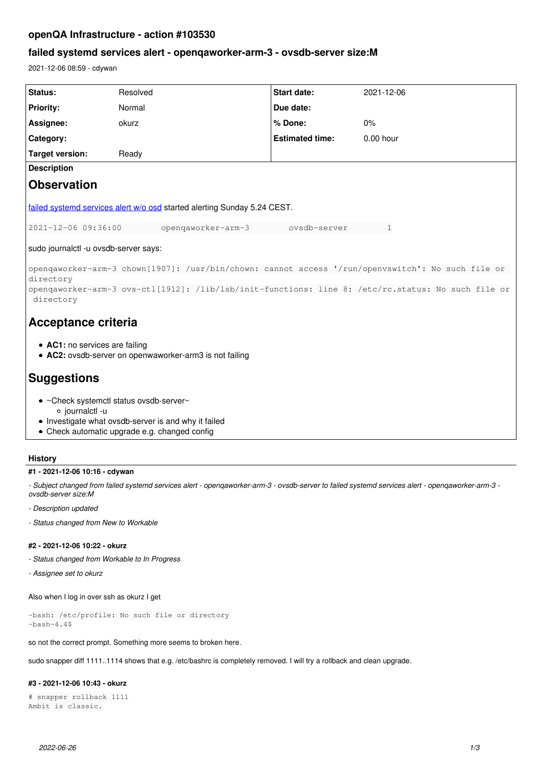# openQA Infrastructure - action #103530

## failed systemd services alert - openqaworker-arm-3 - ovsdb-server size:M

2021-12-06 08:59 - cdywan

| | | | |
|---|---|---|---|
| **Status:** | Resolved | **Start date:** | 2021-12-06 |
| **Priority:** | Normal | **Due date:** | |
| **Assignee:** | okurz | **% Done:** | 0% |
| **Category:** | | **Estimated time:** | 0.00 hour |
| **Target version:** | Ready | | |

**Description**

## Observation

failed systemd services alert w/o osd started alerting Sunday 5.24 CEST.

```
2021-12-06 09:36:00        openqaworker-arm-3        ovsdb-server        1
```

sudo journalctl -u ovsdb-server says:

```
openqaworker-arm-3 chown[1907]: /usr/bin/chown: cannot access '/run/openvswitch': No such file or directory
openqaworker-arm-3 ovs-ctl[1912]: /lib/lsb/init-functions: line 8: /etc/rc.status: No such file or directory
```

## Acceptance criteria

- **AC1:** no services are failing
- **AC2:** ovsdb-server on openwaworker-arm3 is not failing

## Suggestions

- ~Check systemctl status ovsdb-server~
  - journalctl -u
- Investigate what ovsdb-server is and why it failed
- Check automatic upgrade e.g. changed config

### History

#### #1 - 2021-12-06 10:16 - cdywan

*- Subject changed from failed systemd services alert - openqaworker-arm-3 - ovsdb-server to failed systemd services alert - openqaworker-arm-3 - ovsdb-server size:M*

*- Description updated*

*- Status changed from New to Workable*

#### #2 - 2021-12-06 10:22 - okurz

*- Status changed from Workable to In Progress*

*- Assignee set to okurz*

Also when I log in over ssh as okurz I get

```
-bash: /etc/profile: No such file or directory
-bash-4.4$
```

so not the correct prompt. Something more seems to broken here.

sudo snapper diff 1111..1114 shows that e.g. /etc/bashrc is completely removed. I will try a rollback and clean upgrade.

#### #3 - 2021-12-06 10:43 - okurz

```
# snapper rollback 1111
Ambit is classic.
```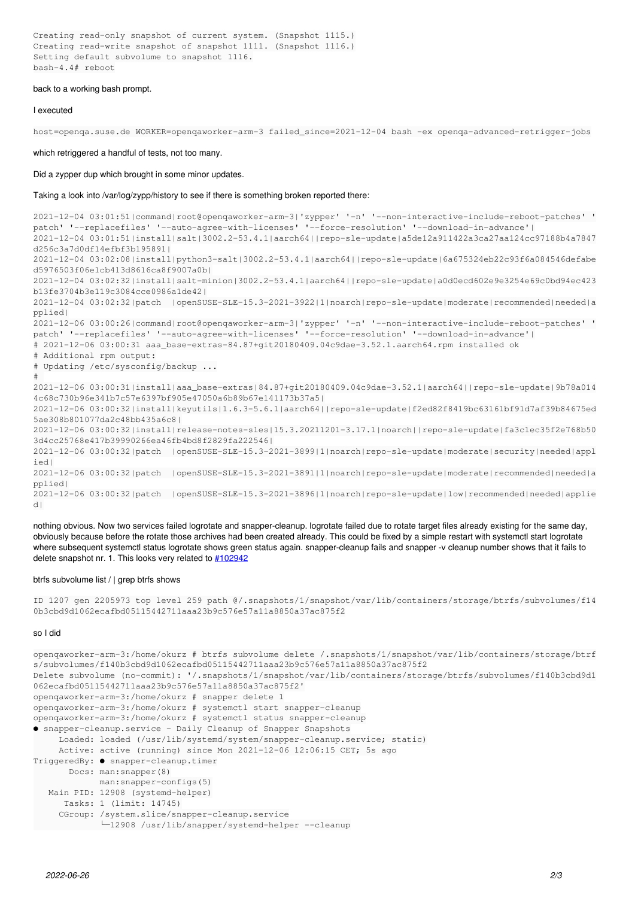```
Creating read-only snapshot of current system. (Snapshot 1115.)
Creating read-write snapshot of snapshot 1111. (Snapshot 1116.)
Setting default subvolume to snapshot 1116.
bash-4.4# reboot
```

back to a working bash prompt.

I executed

```
host=openqa.suse.de WORKER=openqaworker-arm-3 failed_since=2021-12-04 bash -ex openqa-advanced-retrigger-jobs
```

which retriggered a handful of tests, not too many.

Did a zypper dup which brought in some minor updates.

Taking a look into /var/log/zypp/history to see if there is something broken reported there:

```
2021-12-04 03:01:51|command|root@openqaworker-arm-3|'zypper' '-n' '--non-interactive-include-reboot-patches' 'patch' '--replacefiles' '--auto-agree-with-licenses' '--force-resolution' '--download-in-advance'|
2021-12-04 03:01:51|install|salt|3002.2-53.4.1|aarch64||repo-sle-update|a5de12a911422a3ca27aa124cc97188b4a7847d256c3a7d0df14efbf3b195891|
2021-12-04 03:02:08|install|python3-salt|3002.2-53.4.1|aarch64||repo-sle-update|6a675324eb22c93f6a084546defabed5976503f06e1cb413d8616ca8f9007a0b|
2021-12-04 03:02:32|install|salt-minion|3002.2-53.4.1|aarch64||repo-sle-update|a0d0ecd602e9e3254e69c0bd94ec423b13fe3704b3e119c3084cce0986a1de42|
2021-12-04 03:02:32|patch  |openSUSE-SLE-15.3-2021-3922|1|noarch|repo-sle-update|moderate|recommended|needed|applied|
2021-12-06 03:00:26|command|root@openqaworker-arm-3|'zypper' '-n' '--non-interactive-include-reboot-patches' 'patch' '--replacefiles' '--auto-agree-with-licenses' '--force-resolution' '--download-in-advance'|
# 2021-12-06 03:00:31 aaa_base-extras-84.87+git20180409.04c9dae-3.52.1.aarch64.rpm installed ok
# Additional rpm output:
# Updating /etc/sysconfig/backup ...
#
2021-12-06 03:00:31|install|aaa_base-extras|84.87+git20180409.04c9dae-3.52.1|aarch64||repo-sle-update|9b78a0144c68c730b96e341b7c57e6397bf905e47050a6b89b67e141173b37a5|
2021-12-06 03:00:32|install|keyutils|1.6.3-5.6.1|aarch64||repo-sle-update|f2ed82f8419bc63161bf91d7af39b84675ed5ae308b801077da2c48bb435a6c8|
2021-12-06 03:00:32|install|release-notes-sles|15.3.20211201-3.17.1|noarch||repo-sle-update|fa3c1ec35f2e768b503d4cc25768e417b39990266ea46fb4bd8f2829fa222546|
2021-12-06 03:00:32|patch  |openSUSE-SLE-15.3-2021-3899|1|noarch|repo-sle-update|moderate|security|needed|applied|
2021-12-06 03:00:32|patch  |openSUSE-SLE-15.3-2021-3891|1|noarch|repo-sle-update|moderate|recommended|needed|applied|
2021-12-06 03:00:32|patch  |openSUSE-SLE-15.3-2021-3896|1|noarch|repo-sle-update|low|recommended|needed|applied|
```

nothing obvious. Now two services failed logrotate and snapper-cleanup. logrotate failed due to rotate target files already existing for the same day, obviously because before the rotate those archives had been created already. This could be fixed by a simple restart with systemctl start logrotate where subsequent systemctl status logrotate shows green status again. snapper-cleanup fails and snapper -v cleanup number shows that it fails to delete snapshot nr. 1. This looks very related to #102942

btrfs subvolume list / | grep btrfs shows

```
ID 1207 gen 2205973 top level 259 path @/.snapshots/1/snapshot/var/lib/containers/storage/btrfs/subvolumes/f140b3cbd9d1062ecafbd05115442711aaa23b9c576e57a11a8850a37ac875f2
```

so I did

```
openqaworker-arm-3:/home/okurz # btrfs subvolume delete /.snapshots/1/snapshot/var/lib/containers/storage/btrfs/subvolumes/f140b3cbd9d1062ecafbd05115442711aaa23b9c576e57a11a8850a37ac875f2
Delete subvolume (no-commit): '/.snapshots/1/snapshot/var/lib/containers/storage/btrfs/subvolumes/f140b3cbd9d1062ecafbd05115442711aaa23b9c576e57a11a8850a37ac875f2'
openqaworker-arm-3:/home/okurz # snapper delete 1
openqaworker-arm-3:/home/okurz # systemctl start snapper-cleanup
openqaworker-arm-3:/home/okurz # systemctl status snapper-cleanup
● snapper-cleanup.service - Daily Cleanup of Snapper Snapshots
     Loaded: loaded (/usr/lib/systemd/system/snapper-cleanup.service; static)
     Active: active (running) since Mon 2021-12-06 12:06:15 CET; 5s ago
TriggeredBy: ● snapper-cleanup.timer
       Docs: man:snapper(8)
             man:snapper-configs(5)
   Main PID: 12908 (systemd-helper)
      Tasks: 1 (limit: 14745)
     CGroup: /system.slice/snapper-cleanup.service
             └─12908 /usr/lib/snapper/systemd-helper --cleanup
```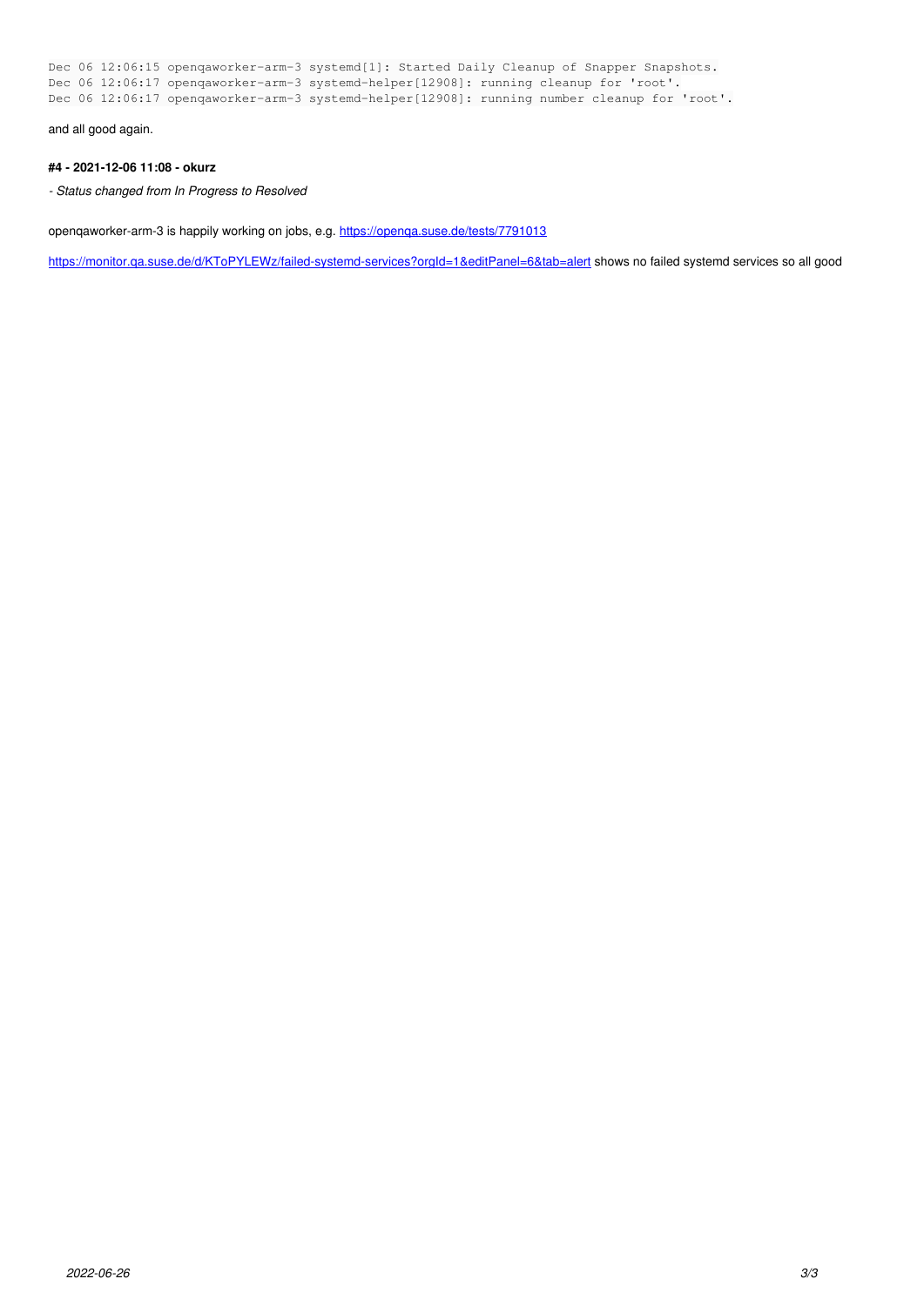```
Dec 06 12:06:15 openqaworker-arm-3 systemd[1]: Started Daily Cleanup of Snapper Snapshots.
Dec 06 12:06:17 openqaworker-arm-3 systemd-helper[12908]: running cleanup for 'root'.
Dec 06 12:06:17 openqaworker-arm-3 systemd-helper[12908]: running number cleanup for 'root'.
```

and all good again.

#### #4 - 2021-12-06 11:08 - okurz

*- Status changed from In Progress to Resolved*

openqaworker-arm-3 is happily working on jobs, e.g. https://openqa.suse.de/tests/7791013

https://monitor.qa.suse.de/d/KToPYLEWz/failed-systemd-services?orgId=1&editPanel=6&tab=alert shows no failed systemd services so all good